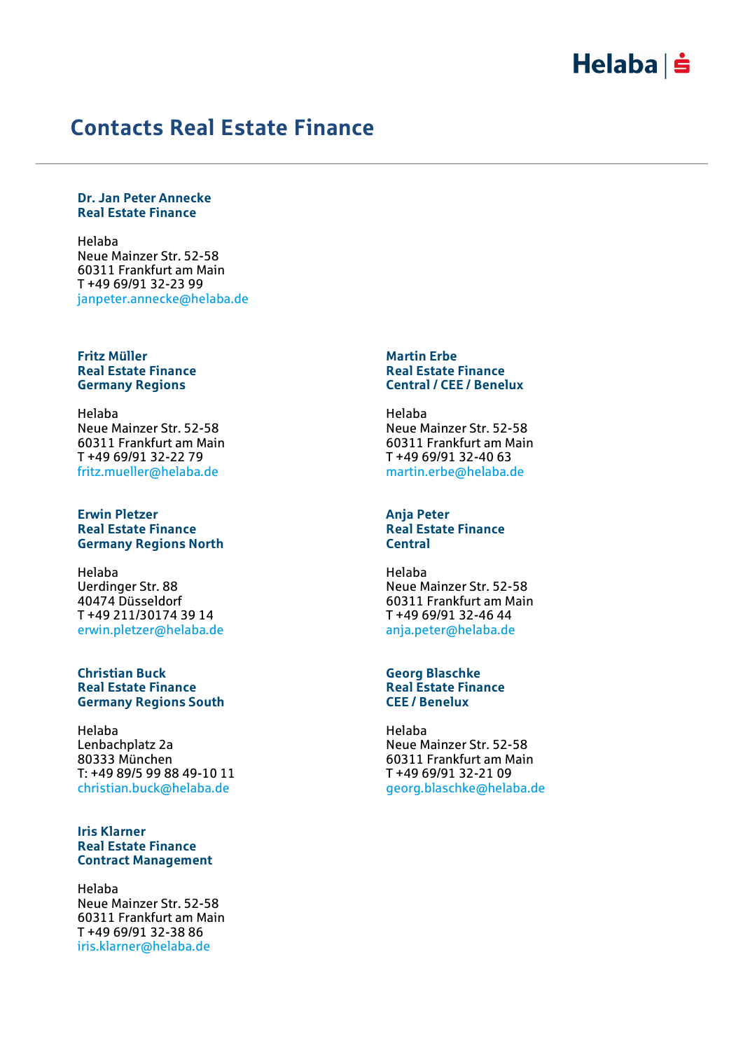# Contacts Real Estate Finance

**Dr. Jan Peter Annecke**
**Real Estate Finance**

Helaba
Neue Mainzer Str. 52-58
60311 Frankfurt am Main
T +49 69/91 32-23 99
janpeter.annecke@helaba.de

**Fritz Müller**
**Real Estate Finance**
**Germany Regions**

Helaba
Neue Mainzer Str. 52-58
60311 Frankfurt am Main
T +49 69/91 32-22 79
fritz.mueller@helaba.de

**Erwin Pletzer**
**Real Estate Finance**
**Germany Regions North**

Helaba
Uerdinger Str. 88
40474 Düsseldorf
T +49 211/30174 39 14
erwin.pletzer@helaba.de

**Christian Buck**
**Real Estate Finance**
**Germany Regions South**

Helaba
Lenbachplatz 2a
80333 München
T: +49 89/5 99 88 49-10 11
christian.buck@helaba.de

**Iris Klarner**
**Real Estate Finance**
**Contract Management**

Helaba
Neue Mainzer Str. 52-58
60311 Frankfurt am Main
T +49 69/91 32-38 86
iris.klarner@helaba.de

**Martin Erbe**
**Real Estate Finance**
**Central / CEE / Benelux**

Helaba
Neue Mainzer Str. 52-58
60311 Frankfurt am Main
T +49 69/91 32-40 63
martin.erbe@helaba.de

**Anja Peter**
**Real Estate Finance**
**Central**

Helaba
Neue Mainzer Str. 52-58
60311 Frankfurt am Main
T +49 69/91 32-46 44
anja.peter@helaba.de

**Georg Blaschke**
**Real Estate Finance**
**CEE / Benelux**

Helaba
Neue Mainzer Str. 52-58
60311 Frankfurt am Main
T +49 69/91 32-21 09
georg.blaschke@helaba.de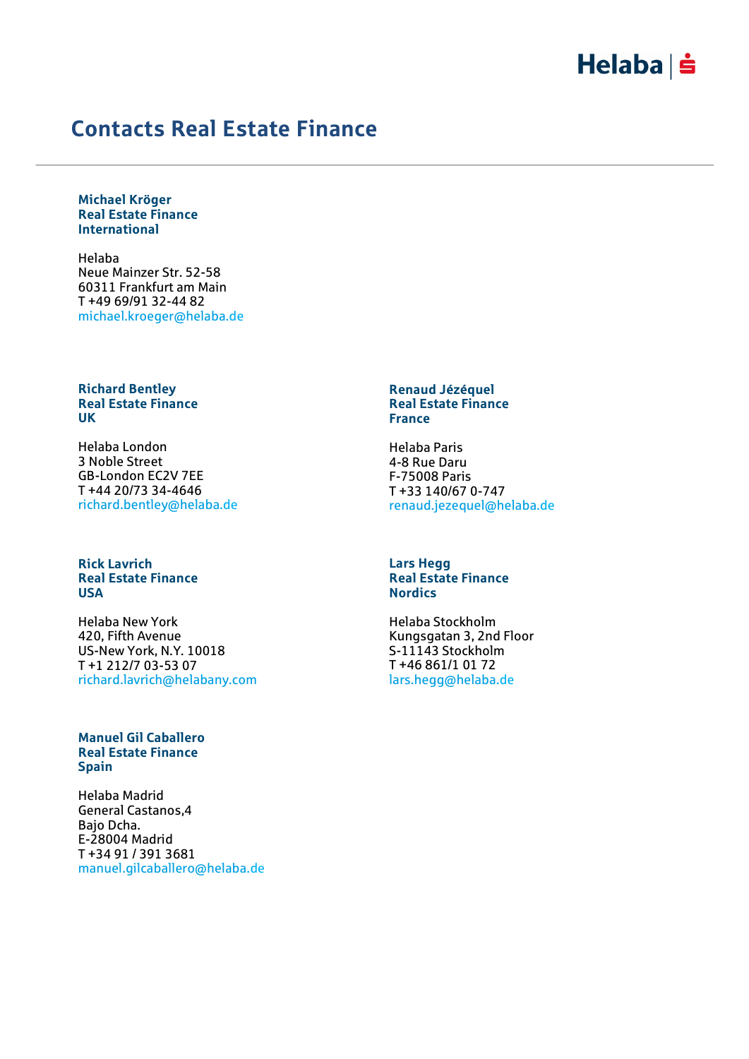# Contacts Real Estate Finance

**Michael Kröger**
**Real Estate Finance**
**International**

Helaba
Neue Mainzer Str. 52-58
60311 Frankfurt am Main
T +49 69/91 32-44 82
michael.kroeger@helaba.de

**Richard Bentley**
**Real Estate Finance**
**UK**

Helaba London
3 Noble Street
GB-London EC2V 7EE
T +44 20/73 34-4646
richard.bentley@helaba.de

**Renaud Jézéquel**
**Real Estate Finance**
**France**

Helaba Paris
4-8 Rue Daru
F-75008 Paris
T +33 140/67 0-747
renaud.jezequel@helaba.de

**Rick Lavrich**
**Real Estate Finance**
**USA**

Helaba New York
420, Fifth Avenue
US-New York, N.Y. 10018
T +1 212/7 03-53 07
richard.lavrich@helabany.com

**Lars Hegg**
**Real Estate Finance**
**Nordics**

Helaba Stockholm
Kungsgatan 3, 2nd Floor
S-11143 Stockholm
T +46 861/1 01 72
lars.hegg@helaba.de

**Manuel Gil Caballero**
**Real Estate Finance**
**Spain**

Helaba Madrid
General Castanos,4
Bajo Dcha.
E-28004 Madrid
T +34 91 / 391 3681
manuel.gilcaballero@helaba.de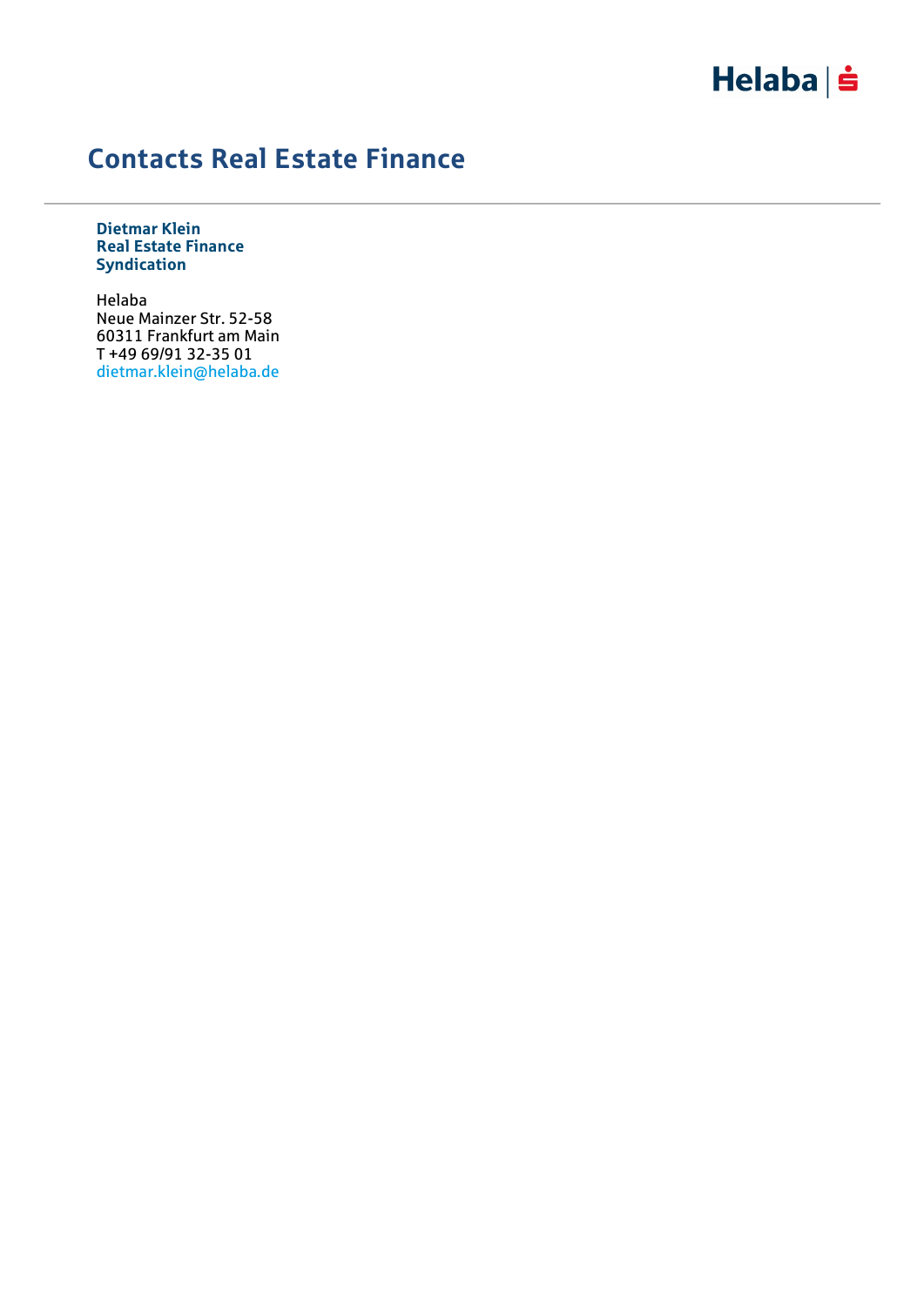# Contacts Real Estate Finance

**Dietmar Klein**
**Real Estate Finance**
**Syndication**

Helaba
Neue Mainzer Str. 52-58
60311 Frankfurt am Main
T +49 69/91 32-35 01
dietmar.klein@helaba.de